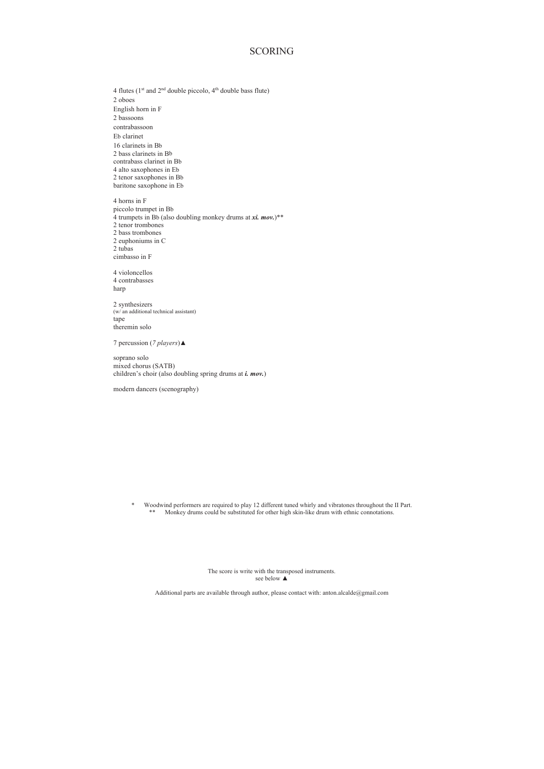# SCORING

4 flutes (1st and 2nd double piccolo, 4th double bass flute)
2 oboes
English horn in F
2 bassoons
contrabassoon
Eb clarinet
16 clarinets in Bb
2 bass clarinets in Bb
contrabass clarinet in Bb
4 alto saxophones in Eb
2 tenor saxophones in Bb
baritone saxophone in Eb

4 horns in F
piccolo trumpet in Bb
4 trumpets in Bb (also doubling monkey drums at ***xi. mov.***)**
2 tenor trombones
2 bass trombones
2 euphoniums in C
2 tubas
cimbasso in F

4 violoncellos
4 contrabasses
harp

2 synthesizers
(w/ an additional technical assistant)
tape
theremin solo

7 percussion (*7 players*)▲

soprano solo
mixed chorus (SATB)
children's choir (also doubling spring drums at ***i. mov.***)

modern dancers (scenography)

\* Woodwind performers are required to play 12 different tuned whirly and vibratones throughout the II Part.
\*\* Monkey drums could be substituted for other high skin-like drum with ethnic connotations.

The score is write with the transposed instruments.
see below ▲

Additional parts are available through author, please contact with: anton.alcalde@gmail.com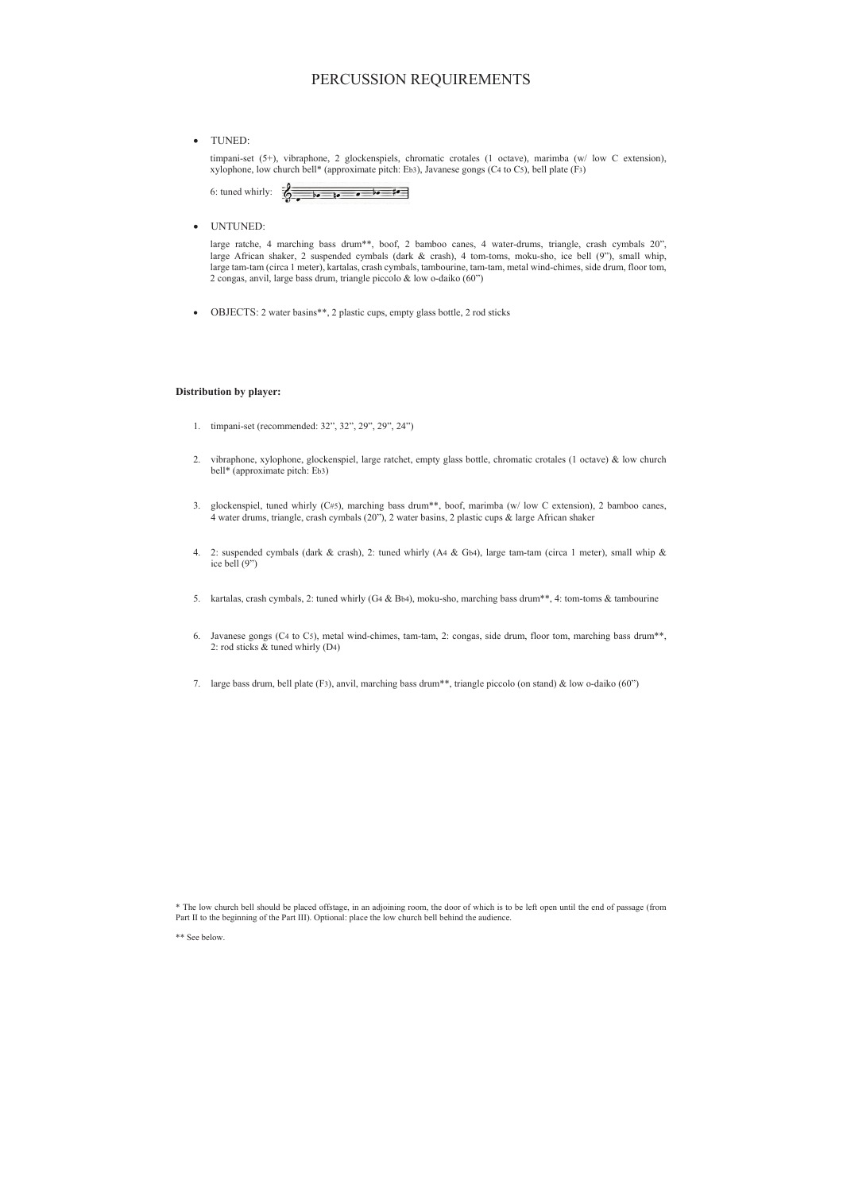# PERCUSSION REQUIREMENTS

- TUNED:

  timpani-set (5+), vibraphone, 2 glockenspiels, chromatic crotales (1 octave), marimba (w/ low C extension), xylophone, low church bell* (approximate pitch: E♭3), Javanese gongs (C4 to C5), bell plate (F3)

  6: tuned whirly:

- UNTUNED:

  large ratche, 4 marching bass drum**, boof, 2 bamboo canes, 4 water-drums, triangle, crash cymbals 20", large African shaker, 2 suspended cymbals (dark & crash), 4 tom-toms, moku-sho, ice bell (9"), small whip, large tam-tam (circa 1 meter), kartalas, crash cymbals, tambourine, tam-tam, metal wind-chimes, side drum, floor tom, 2 congas, anvil, large bass drum, triangle piccolo & low o-daiko (60")

- OBJECTS: 2 water basins**, 2 plastic cups, empty glass bottle, 2 rod sticks

**Distribution by player:**

1. timpani-set (recommended: 32", 32", 29", 29", 24")

2. vibraphone, xylophone, glockenspiel, large ratchet, empty glass bottle, chromatic crotales (1 octave) & low church bell* (approximate pitch: E♭3)

3. glockenspiel, tuned whirly (C♯5), marching bass drum**, boof, marimba (w/ low C extension), 2 bamboo canes, 4 water drums, triangle, crash cymbals (20"), 2 water basins, 2 plastic cups & large African shaker

4. 2: suspended cymbals (dark & crash), 2: tuned whirly (A4 & G♭4), large tam-tam (circa 1 meter), small whip & ice bell (9")

5. kartalas, crash cymbals, 2: tuned whirly (G4 & B♭4), moku-sho, marching bass drum**, 4: tom-toms & tambourine

6. Javanese gongs (C4 to C5), metal wind-chimes, tam-tam, 2: congas, side drum, floor tom, marching bass drum**, 2: rod sticks & tuned whirly (D4)

7. large bass drum, bell plate (F3), anvil, marching bass drum**, triangle piccolo (on stand) & low o-daiko (60")

\* The low church bell should be placed offstage, in an adjoining room, the door of which is to be left open until the end of passage (from Part II to the beginning of the Part III). Optional: place the low church bell behind the audience.

** See below.